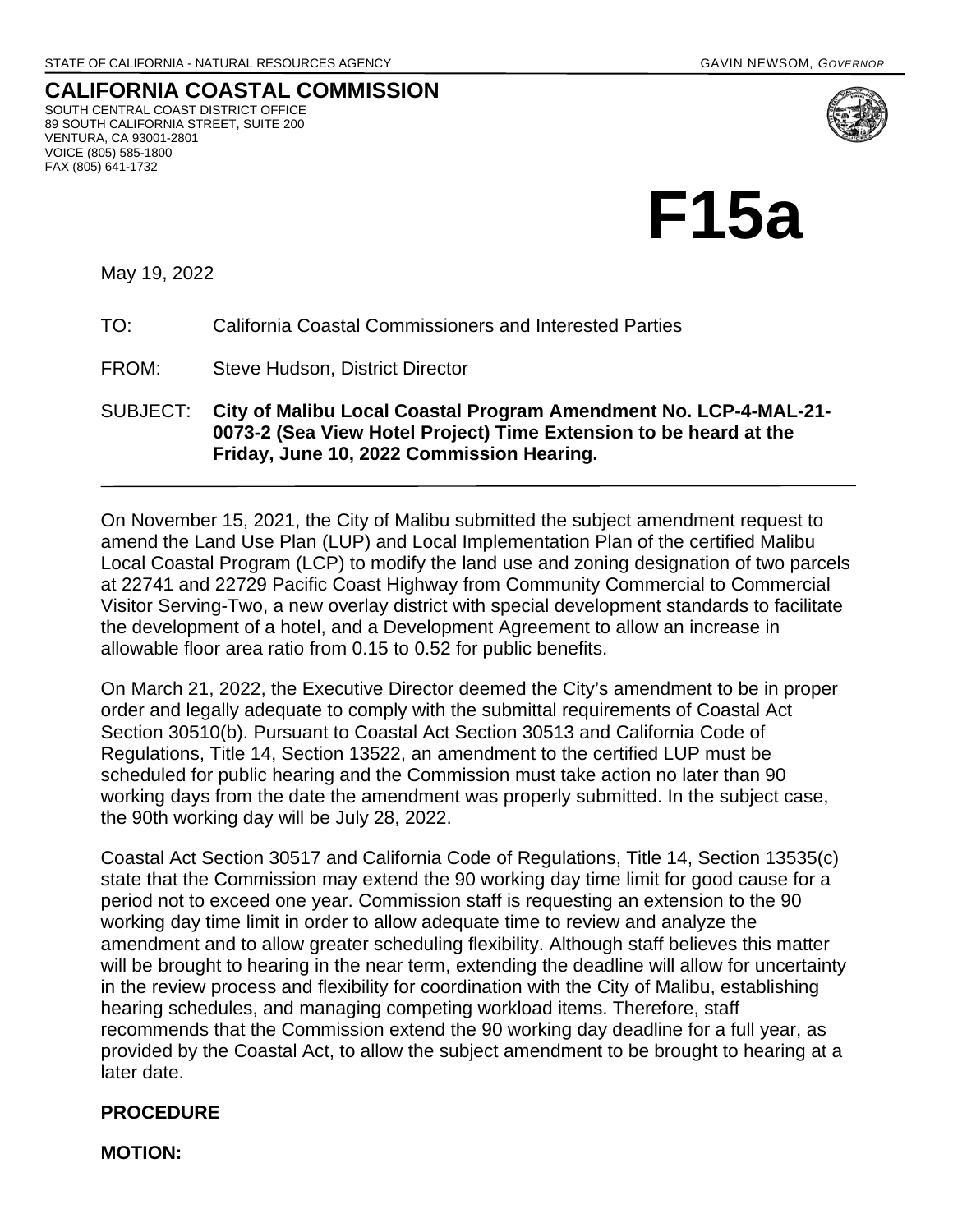STATE OF CALIFORNIA - NATURAL RESOURCES AGENCY GAVIN NEWSOM, *GOVERNOR*

**CALIFORNIA COASTAL COMMISSION**
SOUTH CENTRAL COAST DISTRICT OFFICE
89 SOUTH CALIFORNIA STREET, SUITE 200
VENTURA, CA 93001-2801
VOICE (805) 585-1800
FAX (805) 641-1732

# F15a

May 19, 2022

TO: California Coastal Commissioners and Interested Parties

FROM: Steve Hudson, District Director

SUBJECT: **City of Malibu Local Coastal Program Amendment No. LCP-4-MAL-21-0073-2 (Sea View Hotel Project) Time Extension to be heard at the Friday, June 10, 2022 Commission Hearing.**

---

On November 15, 2021, the City of Malibu submitted the subject amendment request to amend the Land Use Plan (LUP) and Local Implementation Plan of the certified Malibu Local Coastal Program (LCP) to modify the land use and zoning designation of two parcels at 22741 and 22729 Pacific Coast Highway from Community Commercial to Commercial Visitor Serving-Two, a new overlay district with special development standards to facilitate the development of a hotel, and a Development Agreement to allow an increase in allowable floor area ratio from 0.15 to 0.52 for public benefits.

On March 21, 2022, the Executive Director deemed the City's amendment to be in proper order and legally adequate to comply with the submittal requirements of Coastal Act Section 30510(b). Pursuant to Coastal Act Section 30513 and California Code of Regulations, Title 14, Section 13522, an amendment to the certified LUP must be scheduled for public hearing and the Commission must take action no later than 90 working days from the date the amendment was properly submitted. In the subject case, the 90th working day will be July 28, 2022.

Coastal Act Section 30517 and California Code of Regulations, Title 14, Section 13535(c) state that the Commission may extend the 90 working day time limit for good cause for a period not to exceed one year. Commission staff is requesting an extension to the 90 working day time limit in order to allow adequate time to review and analyze the amendment and to allow greater scheduling flexibility. Although staff believes this matter will be brought to hearing in the near term, extending the deadline will allow for uncertainty in the review process and flexibility for coordination with the City of Malibu, establishing hearing schedules, and managing competing workload items. Therefore, staff recommends that the Commission extend the 90 working day deadline for a full year, as provided by the Coastal Act, to allow the subject amendment to be brought to hearing at a later date.

**PROCEDURE**

**MOTION:**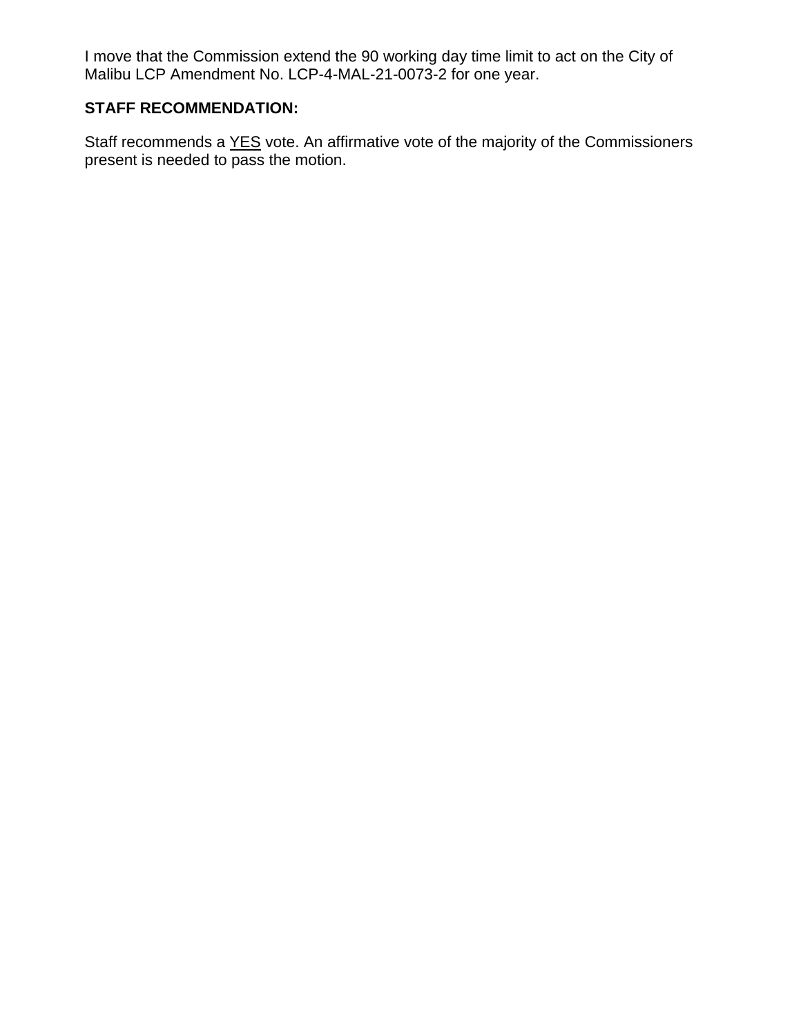I move that the Commission extend the 90 working day time limit to act on the City of Malibu LCP Amendment No. LCP-4-MAL-21-0073-2 for one year.

**STAFF RECOMMENDATION:**

Staff recommends a <u>YES</u> vote. An affirmative vote of the majority of the Commissioners present is needed to pass the motion.